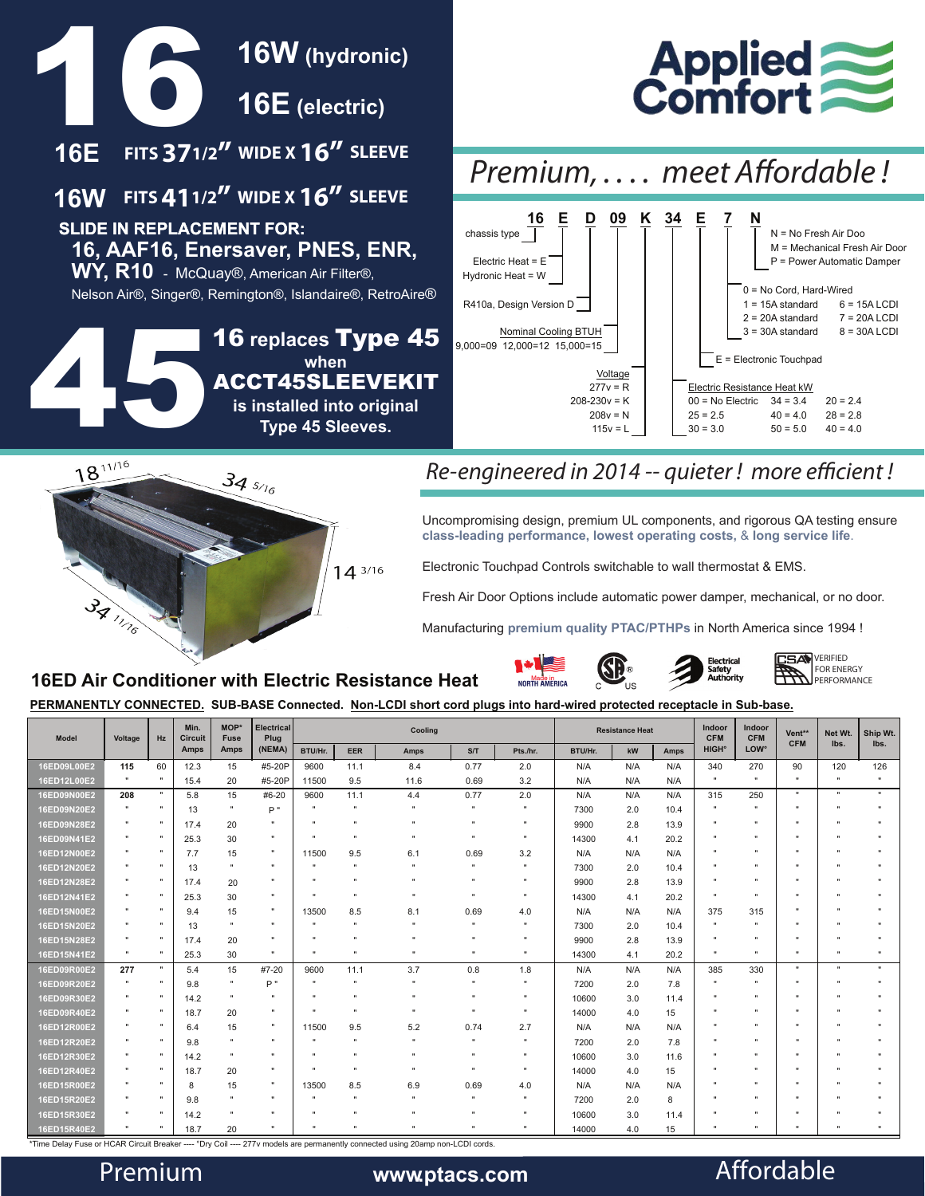# 16

## 16W (hydronic)

## 16E (electric)

**16E** FITS 37 1/2″ WIDE X 16″ SLEEVE

**16W** FITS 41 1/2″ WIDE X 16″ SLEEVE

**SLIDE IN REPLACEMENT FOR:**

**16, AAF16, Enersaver, PNES, ENR, WY, R10** - McQuay®, American Air Filter®, Nelson Air®, Singer®, Remington®, Islandaire®, RetroAire®

# 45

**16 replaces Type 45 when ACCT45SLEEVEKIT is installed into original Type 45 Sleeves.**

Applied Comfort

*Premium, . . . . meet Affordable !*

**16 E D 09 K 34 E 7 N**

- chassis type (16)
- Electric Heat = E; Hydronic Heat = W
- R410a, Design Version D
- Nominal Cooling BTUH: 9,000=09 12,000=12 15,000=15
- Voltage: 277v = R; 208-230v = K; 208v = N; 115v = L
- Electric Resistance Heat kW: 00 = No Electric, 25 = 2.5, 30 = 3.0, 34 = 3.4, 40 = 4.0, 50 = 5.0, 20 = 2.4, 28 = 2.8, 40 = 4.0
- E = Electronic Touchpad
- 0 = No Cord, Hard-Wired; 1 = 15A standard; 2 = 20A standard; 3 = 30A standard; 6 = 15A LCDI; 7 = 20A LCDI; 8 = 30A LCDI
- N = No Fresh Air Doo; M = Mechanical Fresh Air Door; P = Power Automatic Damper

18 11/16

34 5/16

14 3/16

34 11/16

*Re-engineered in 2014 -- quieter ! more efficient !*

Uncompromising design, premium UL components, and rigorous QA testing ensure **class-leading performance, lowest operating costs, & long service life.**

Electronic Touchpad Controls switchable to wall thermostat & EMS.

Fresh Air Door Options include automatic power damper, mechanical, or no door.

Manufacturing **premium quality PTAC/PTHPs** in North America since 1994 !

## 16ED Air Conditioner with Electric Resistance Heat

Made in NORTH AMERICA | Electrical Safety Authority | VERIFIED FOR ENERGY PERFORMANCE

**PERMANENTLY CONNECTED. SUB-BASE Connected. Non-LCDI short cord plugs into hard-wired protected receptacle in Sub-base.**

| Model | Voltage | Hz | Min. Circuit Amps | MOP* Fuse Amps | Electrical Plug (NEMA) | Cooling | | | | | Resistance Heat | | | Indoor CFM HIGH° | Indoor CFM LOW° | Vent** CFM | Net Wt. lbs. | Ship Wt. lbs. |
|---|---|---|---|---|---|---|---|---|---|---|---|---|---|---|---|---|---|---|
| | | | | | | BTU/Hr. | EER | Amps | S/T | Pts./hr. | BTU/Hr. | kW | Amps | | | | | |
| 16ED09L00E2 | 115 | 60 | 12.3 | 15 | #5-20P | 9600 | 11.1 | 8.4 | 0.77 | 2.0 | N/A | N/A | N/A | 340 | 270 | 90 | 120 | 126 |
| 16ED12L00E2 | " | " | 15.4 | 20 | #5-20P | 11500 | 9.5 | 11.6 | 0.69 | 3.2 | N/A | N/A | N/A | " | " | " | " | " |
| 16ED09N00E2 | 208 | " | 5.8 | 15 | #6-20 | 9600 | 11.1 | 4.4 | 0.77 | 2.0 | N/A | N/A | N/A | 315 | 250 | " | " | " |
| 16ED09N20E2 | " | " | 13 | " | P " | " | " | " | " | " | 7300 | 2.0 | 10.4 | " | " | " | " | " |
| 16ED09N28E2 | " | " | 17.4 | 20 | " | " | " | " | " | " | 9900 | 2.8 | 13.9 | " | " | " | " | " |
| 16ED09N41E2 | " | " | 25.3 | 30 | " | " | " | " | " | " | 14300 | 4.1 | 20.2 | " | " | " | " | " |
| 16ED12N00E2 | " | " | 7.7 | 15 | " | 11500 | 9.5 | 6.1 | 0.69 | 3.2 | N/A | N/A | N/A | " | " | " | " | " |
| 16ED12N20E2 | " | " | 13 | " | " | " | " | " | " | " | 7300 | 2.0 | 10.4 | " | " | " | " | " |
| 16ED12N28E2 | " | " | 17.4 | 20 | " | " | " | " | " | " | 9900 | 2.8 | 13.9 | " | " | " | " | " |
| 16ED12N41E2 | " | " | 25.3 | 30 | " | " | " | " | " | " | 14300 | 4.1 | 20.2 | " | " | " | " | " |
| 16ED15N00E2 | " | " | 9.4 | 15 | " | 13500 | 8.5 | 8.1 | 0.69 | 4.0 | N/A | N/A | N/A | 375 | 315 | " | " | " |
| 16ED15N20E2 | " | " | 13 | " | " | " | " | " | " | " | 7300 | 2.0 | 10.4 | " | " | " | " | " |
| 16ED15N28E2 | " | " | 17.4 | 20 | " | " | " | " | " | " | 9900 | 2.8 | 13.9 | " | " | " | " | " |
| 16ED15N41E2 | " | " | 25.3 | 30 | " | " | " | " | " | " | 14300 | 4.1 | 20.2 | " | " | " | " | " |
| 16ED09R00E2 | 277 | " | 5.4 | 15 | #7-20 | 9600 | 11.1 | 3.7 | 0.8 | 1.8 | N/A | N/A | N/A | 385 | 330 | " | " | " |
| 16ED09R20E2 | " | " | 9.8 | " | P " | " | " | " | " | " | 7200 | 2.0 | 7.8 | " | " | " | " | " |
| 16ED09R30E2 | " | " | 14.2 | " | " | " | " | " | " | " | 10600 | 3.0 | 11.4 | " | " | " | " | " |
| 16ED09R40E2 | " | " | 18.7 | 20 | " | " | " | " | " | " | 14000 | 4.0 | 15 | " | " | " | " | " |
| 16ED12R00E2 | " | " | 6.4 | 15 | " | 11500 | 9.5 | 5.2 | 0.74 | 2.7 | N/A | N/A | N/A | " | " | " | " | " |
| 16ED12R20E2 | " | " | 9.8 | " | " | " | " | " | " | " | 7200 | 2.0 | 7.8 | " | " | " | " | " |
| 16ED12R30E2 | " | " | 14.2 | " | " | " | " | " | " | " | 10600 | 3.0 | 11.6 | " | " | " | " | " |
| 16ED12R40E2 | " | " | 18.7 | 20 | " | " | " | " | " | " | 14000 | 4.0 | 15 | " | " | " | " | " |
| 16ED15R00E2 | " | " | 8 | 15 | " | 13500 | 8.5 | 6.9 | 0.69 | 4.0 | N/A | N/A | N/A | " | " | " | " | " |
| 16ED15R20E2 | " | " | 9.8 | " | " | " | " | " | " | " | 7200 | 2.0 | 8 | " | " | " | " | " |
| 16ED15R30E2 | " | " | 14.2 | " | " | " | " | " | " | " | 10600 | 3.0 | 11.4 | " | " | " | " | " |
| 16ED15R40E2 | " | " | 18.7 | 20 | " | " | " | " | " | " | 14000 | 4.0 | 15 | " | " | " | " | " |

*Time Delay Fuse or HCAR Circuit Breaker ---- °Dry Coil ---- 277v models are permanently connected using 20amp non-LCDI cords.

Premium | www.ptacs.com | Affordable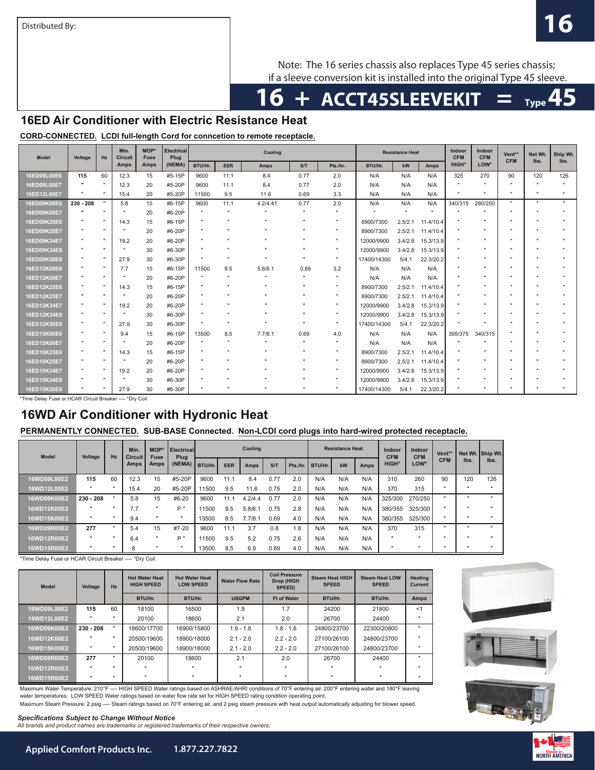Distributed By:

Note: The 16 series chassis also replaces Type 45 series chassis; if a sleeve conversion kit is installed into the original Type 45 sleeve.

# 16 + ACCT45SLEEVEKIT = Type 45

## 16ED Air Conditioner with Electric Resistance Heat

**CORD-CONNECTED. LCDI full-length Cord for conncetion to remote receptacle.**

| Model | Voltage | Hz | Min. Circuit Amps | MOP* Fuse Amps | Electrical Plug (NEMA) | Cooling | | | | | Resistance Heat | | | Indoor CFM HIGH° | Indoor CFM LOW° | Vent** CFM | Net Wt. lbs. | Ship Wt. lbs. |
|---|---|---|---|---|---|---|---|---|---|---|---|---|---|---|---|---|---|---|
| | | | | | | BTU/Hr. | EER | Amps | S/T | Pts./hr. | BTU/Hr. | kW | Amps | | | | | |
| 16ED09L00E6 | 115 | 60 | 12.3 | 15 | #5-15P | 9600 | 11.1 | 8.4 | 0.77 | 2.0 | N/A | N/A | N/A | 325 | 270 | 90 | 120 | 126 |
| 16ED09L00E7 | " | " | 12.3 | 20 | #5-20P | 9600 | 11.1 | 8.4 | 0.77 | 2.0 | N/A | N/A | N/A | " | " | " | " | " |
| 16ED12L00E7 | " | " | 15.4 | 20 | #5-20P | 11500 | 9.5 | 11.6 | 0.69 | 3.3 | N/A | N/A | N/A | " | " | " | " | " |
| 16ED09K00E6 | 230 - 208 | " | 5.8 | 15 | #6-15P | 9600 | 11.1 | 4.2/4.41 | 0.77 | 2.0 | N/A | N/A | N/A | 340/315 | 280/250 | " | " | " |
| 16ED09K00E7 | " | " | " | 20 | #6-20P | " | " | " | " | " | " | " | " | " | " | " | " | " |
| 16ED09K25E6 | " | " | 14.3 | 15 | #6-15P | " | " | " | " | " | 8900/7300 | 2.5/2.1 | 11.4/10.4 | " | " | " | " | " |
| 16ED09K25E7 | " | " | " | 20 | #6-20P | " | " | " | " | " | 8900/7300 | 2.5/2.1 | 11.4/10.4 | " | " | " | " | " |
| 16ED09K34E7 | " | " | 19.2 | 20 | #6-20P | " | " | " | " | " | 12000/9900 | 3.4/2.8 | 15.3/13.9 | " | " | " | " | " |
| 16ED09K34E8 | " | " | " | 30 | #6-30P | " | " | " | " | " | 12000/9900 | 3.4/2.8 | 15.3/13.9 | " | " | " | " | " |
| 16ED09K50E8 | " | " | 27.9 | 30 | #6-30P | " | " | " | " | " | 17400/14300 | 5/4.1 | 22.3/20.2 | " | " | " | " | " |
| 16ED12K00E6 | " | " | 7.7 | 15 | #6-15P | 11500 | 9.5 | 5.8/6.1 | 0.69 | 3,2 | N/A | N/A | N/A | " | " | " | " | " |
| 16ED12K00E7 | " | " | " | 20 | #6-20P | " | " | " | " | " | N/A | N/A | N/A | " | " | " | " | " |
| 16ED12K25E6 | " | " | 14.3 | 15 | #6-15P | " | " | " | " | " | 8900/7300 | 2.5/2.1 | 11.4/10.4 | " | " | " | " | " |
| 16ED12K25E7 | " | " | " | 20 | #6-20P | " | " | " | " | " | 8900/7300 | 2.5/2.1 | 11.4/10.4 | " | " | " | " | " |
| 16ED12K34E7 | " | " | 19.2 | 20 | #6-20P | " | " | " | " | " | 12000/9900 | 3.4/2.8 | 15.3/13.9 | " | " | " | " | " |
| 16ED12K34E8 | " | " | " | 30 | #6-30P | " | " | " | " | " | 12000/9900 | 3.4/2.8 | 15.3/13.9 | " | " | " | " | " |
| 16ED12K50E8 | " | " | 27.9 | 30 | #6-30P | " | " | " | " | " | 17400/14300 | 5/4.1 | 22.3/20.2 | " | " | " | " | " |
| 16ED15K00E6 | " | " | 9.4 | 15 | #6-15P | 13500 | 8.5 | 7.7/8.1 | 0.69 | 4.0 | N/A | N/A | N/A | 395/375 | 340/315 | " | " | " |
| 16ED15K00E7 | " | " | " | 20 | #6-20P | " | " | " | " | " | N/A | N/A | N/A | " | " | " | " | " |
| 16ED15K25E6 | " | " | 14.3 | 15 | #6-15P | " | " | " | " | " | 8900/7300 | 2.5/2.1 | 11.4/10.4 | " | " | " | " | " |
| 16ED15K25E7 | " | " | " | 20 | #6-20P | " | " | " | " | " | 8900/7300 | 2.5/2.1 | 11.4/10.4 | " | " | " | " | " |
| 16ED15K34E7 | " | " | 19.2 | 20 | #6-20P | " | " | " | " | " | 12000/9900 | 3.4/2.8 | 15.3/13.9 | " | " | " | " | " |
| 16ED15K34E8 | " | " | " | 30 | #6-30P | " | " | " | " | " | 12000/9900 | 3.4/2.8 | 15.3/13.9 | " | " | " | " | " |
| 16ED15K50E8 | " | " | 27.9 | 30 | #6-30P | " | " | " | " | " | 17400/14300 | 5/4.1 | 22.3/20.2 | " | " | " | " | " |

*Time Delay Fuse or HCAR Circuit Breaker ---- °Dry Coil

## 16WD Air Conditioner with Hydronic Heat

**PERMANENTLY CONNECTED. SUB-BASE Connected. Non-LCDI cord plugs into hard-wired protected receptacle.**

| Model | Voltage | Hz | Min. Circuit Amps | MOP* Fuse Amps | Electrical Plug (NEMA) | Cooling | | | | | Resistance Heat | | | Indoor CFM HIGH° | Indoor CFM LOW° | Vent** CFM | Net Wt. lbs. | Ship Wt. lbs. |
|---|---|---|---|---|---|---|---|---|---|---|---|---|---|---|---|---|---|---|
| | | | | | | BTU/Hr. | EER | Amps | S/T | Pts./hr. | BTU/Hr. | kW | Amps | | | | | |
| 16WD09L00E2 | 115 | 60 | 12.3 | 15 | #5-20P | 9600 | 11.1 | 8.4 | 0.77 | 2.0 | N/A | N/A | N/A | 310 | 260 | 90 | 120 | 126 |
| 16WD12L00E2 | " | " | 15.4 | 20 | #5-20P | 11500 | 9.5 | 11.6 | 0.75 | 2.0 | N/A | N/A | N/A | 370 | 315 | " | " | " |
| 16WD09K00E2 | 230 - 208 | " | 5.8 | 15 | #6-20 | 9600 | 11.1 | 4.2/4.4 | 0.77 | 2.0 | N/A | N/A | N/A | 325/300 | 270/250 | " | " | " |
| 16WD12K00E2 | " | " | 7.7 | " | P " | 11500 | 9.5 | 5.8/6.1 | 0.75 | 2.8 | N/A | N/A | N/A | 380/355 | 325/300 | " | " | " |
| 16WD15K00E2 | " | " | 9.4 | " | " | 13500 | 8.5 | 7.7/8.1 | 0.69 | 4.0 | N/A | N/A | N/A | 380/355 | 325/300 | " | " | " |
| 16WD09R00E2 | 277 | " | 5.4 | 15 | #7-20 | 9600 | 11.1 | 3.7 | 0.8 | 1.8 | N/A | N/A | N/A | 370 | 315 | " | " | " |
| 16WD12R00E2 | " | " | 6.4 | " | P " | 11500 | 9.5 | 5.2 | 0.75 | 2.6 | N/A | N/A | N/A | " | " | " | " | " |
| 16WD15R00E2 | " | " | 8 | " | " | 13500 | 8.5 | 6.9 | 0.69 | 4.0 | N/A | N/A | N/A | " | " | " | " | " |

*Time Delay Fuse or HCAR Circuit Breaker ---- °Dry Coil

| Model | Voltage | Hz | Hot Water Heat HIGH SPEED | Hot Water Heat LOW SPEED | Water Flow Rate | Coil Pressure Drop (HIGH SPEED) | Steam Heat HIGH SPEED | Steam Heat LOW SPEED | Heating Current |
|---|---|---|---|---|---|---|---|---|---|
| | | | BTU/Hr. | BTU/Hr. | USGPM | Ft of Water | BTU/Hr. | BTU/Hr. | Amps |
| 16WD09L00E2 | 115 | 60 | 18100 | 16500 | 1.9 | 1.7 | 24200 | 21800 | <1 |
| 16WD12L00E2 | " | " | 20100 | 18600 | 2.1 | 2.0 | 26700 | 24400 | " |
| 16WD09K00E2 | 230 - 208 | " | 18600/17700 | 16900/15800 | 1.9 - 1.8 | 1.8 - 1.6 | 24800/23700 | 22300/20800 | " |
| 16WD12K00E2 | " | " | 20500/19600 | 18900/18000 | 2.1 - 2.0 | 2.2 - 2.0 | 27100/26100 | 24800/23700 | " |
| 16WD15K00E2 | " | " | 20500/19600 | 18900/18000 | 2.1 - 2.0 | 2.2 - 2.0 | 27100/26100 | 24800/23700 | " |
| 16WD09R00E2 | 277 | " | 20100 | 18600 | 2.1 | 2.0 | 26700 | 24400 | " |
| 16WD12R00E2 | " | " | " | " | " | " | " | " | " |
| 16WD15R00E2 | " | " | " | " | " | " | " | " | " |

Maximum Water Temperature: 210°F ---- HIGH SPEED Water ratings based on ASHRAE/AHRI conditions of 70°F entering air, 200°F entering water and 180°F leaving water temperatures. LOW SPEED Water ratings based on water flow rate set for HIGH SPEED rating condition operating point.

Maximum Steam Pressure: 2 psig ---- Steam ratings based on 70°F entering air, and 2 psig steam pressure with heat output automatically adjusting for blower speed.

*Specifications Subject to Change Without Notice*

*All brands and product names are trademarks or registered trademarks of their respective owners.*

**Applied Comfort Products Inc.** **1.877.227.7822**

Made in NORTH AMERICA